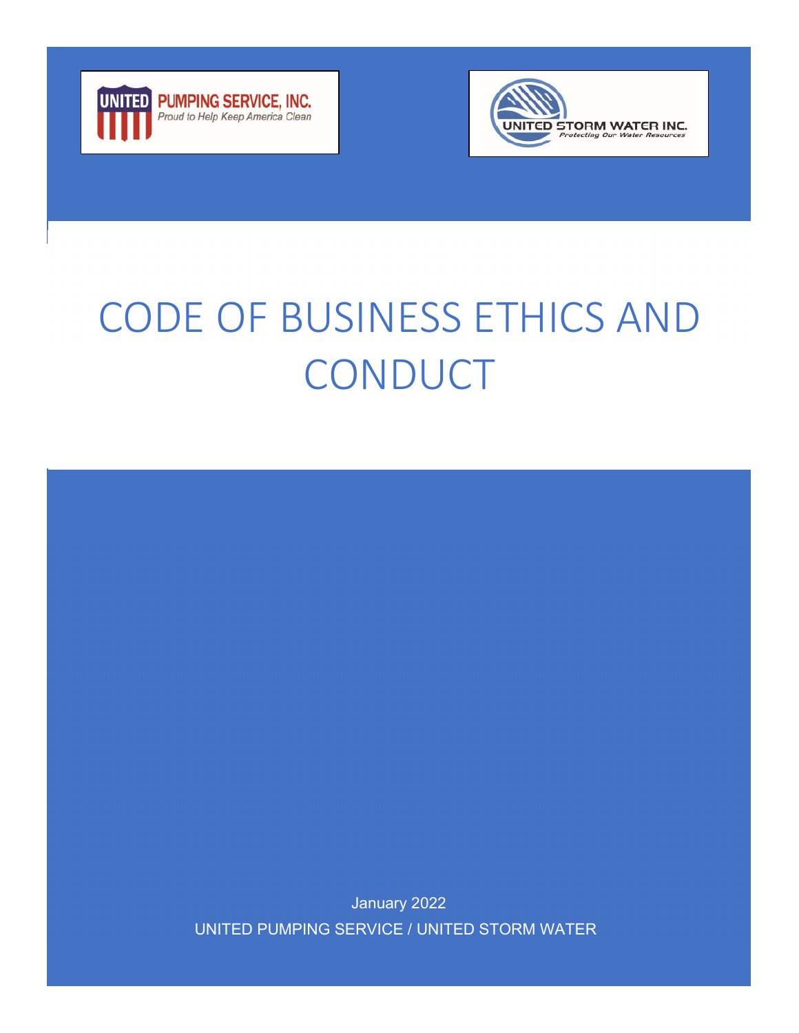UNITED PUMPING SERVICE, INC.
*Proud to Help Keep America Clean*

UNITED STORM WATER INC.
*Protecting Our Water Resources*

# CODE OF BUSINESS ETHICS AND CONDUCT

January 2022

UNITED PUMPING SERVICE / UNITED STORM WATER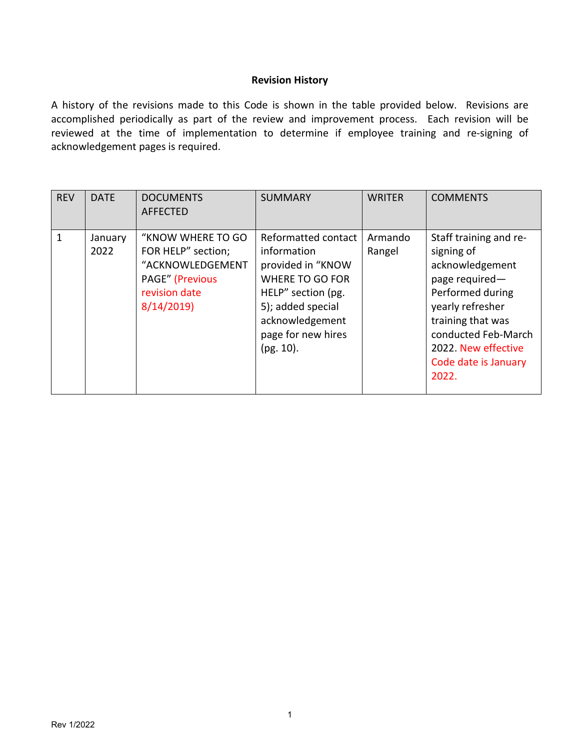**Revision History**

A history of the revisions made to this Code is shown in the table provided below. Revisions are accomplished periodically as part of the review and improvement process. Each revision will be reviewed at the time of implementation to determine if employee training and re-signing of acknowledgement pages is required.

| REV | DATE | DOCUMENTS AFFECTED | SUMMARY | WRITER | COMMENTS |
|---|---|---|---|---|---|
| 1 | January 2022 | "KNOW WHERE TO GO FOR HELP" section; "ACKNOWLEDGEMENT PAGE" (Previous revision date 8/14/2019) | Reformatted contact information provided in "KNOW WHERE TO GO FOR HELP" section (pg. 5); added special acknowledgement page for new hires (pg. 10). | Armando Rangel | Staff training and re-signing of acknowledgement page required—Performed during yearly refresher training that was conducted Feb-March 2022. New effective Code date is January 2022. |

Rev 1/2022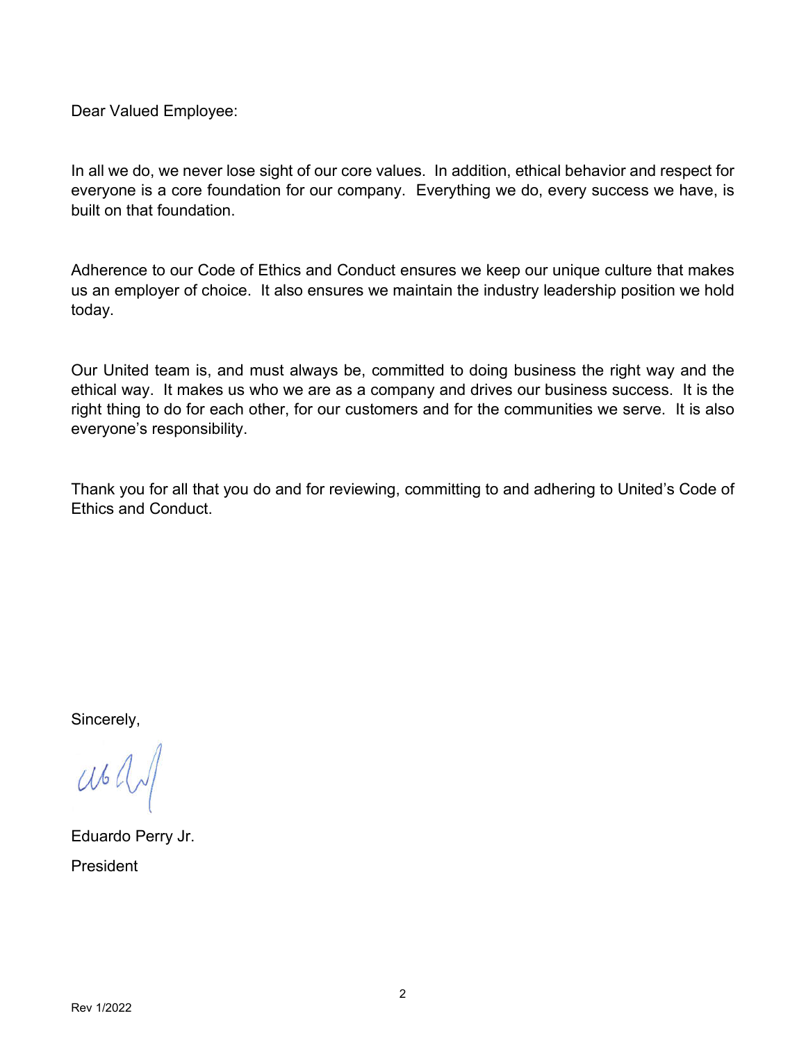Dear Valued Employee:

In all we do, we never lose sight of our core values. In addition, ethical behavior and respect for everyone is a core foundation for our company. Everything we do, every success we have, is built on that foundation.

Adherence to our Code of Ethics and Conduct ensures we keep our unique culture that makes us an employer of choice. It also ensures we maintain the industry leadership position we hold today.

Our United team is, and must always be, committed to doing business the right way and the ethical way. It makes us who we are as a company and drives our business success. It is the right thing to do for each other, for our customers and for the communities we serve. It is also everyone's responsibility.

Thank you for all that you do and for reviewing, committing to and adhering to United's Code of Ethics and Conduct.

Sincerely,

Eduardo Perry Jr.

President

Rev 1/2022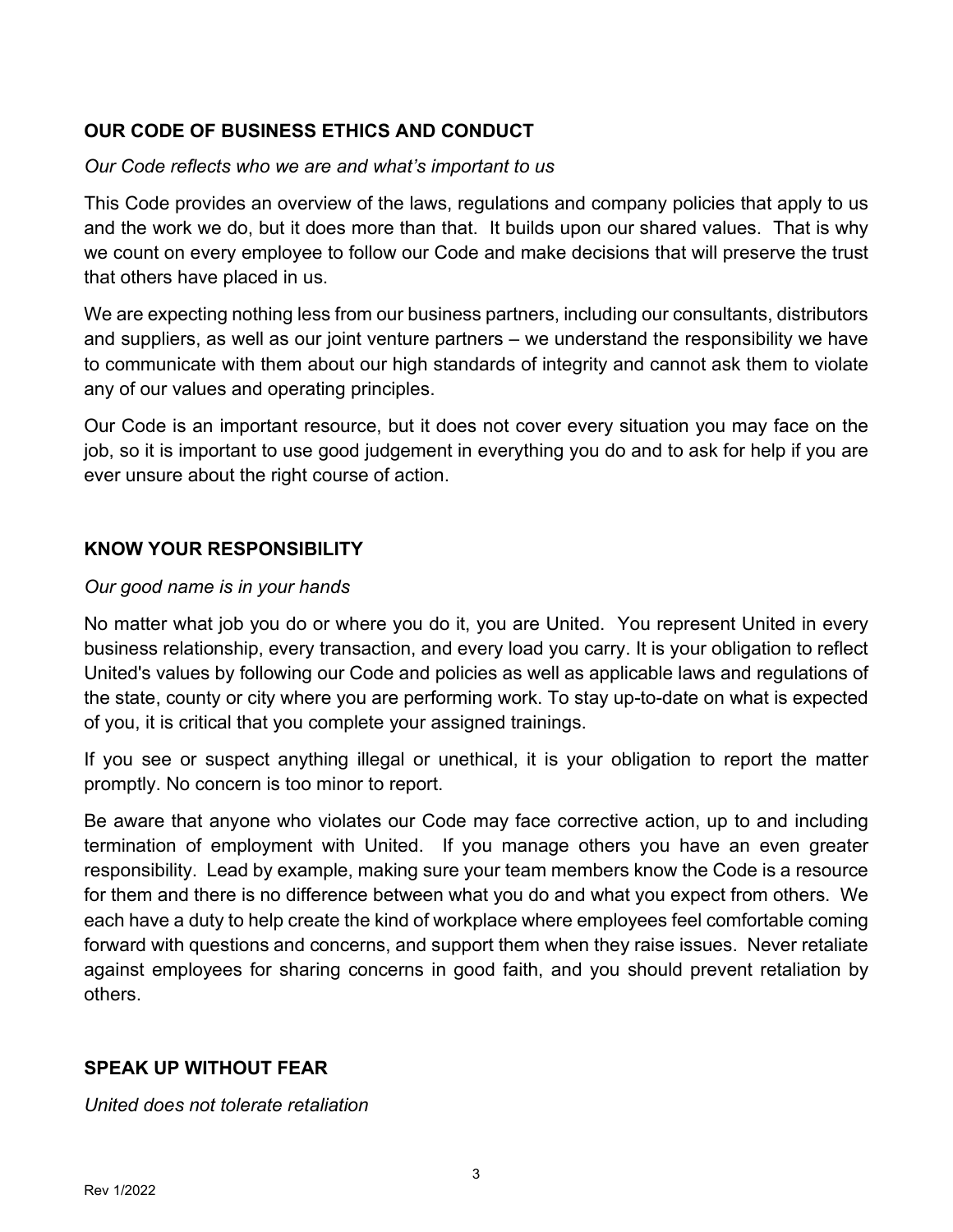## OUR CODE OF BUSINESS ETHICS AND CONDUCT

*Our Code reflects who we are and what's important to us*

This Code provides an overview of the laws, regulations and company policies that apply to us and the work we do, but it does more than that. It builds upon our shared values. That is why we count on every employee to follow our Code and make decisions that will preserve the trust that others have placed in us.

We are expecting nothing less from our business partners, including our consultants, distributors and suppliers, as well as our joint venture partners – we understand the responsibility we have to communicate with them about our high standards of integrity and cannot ask them to violate any of our values and operating principles.

Our Code is an important resource, but it does not cover every situation you may face on the job, so it is important to use good judgement in everything you do and to ask for help if you are ever unsure about the right course of action.

## KNOW YOUR RESPONSIBILITY

*Our good name is in your hands*

No matter what job you do or where you do it, you are United. You represent United in every business relationship, every transaction, and every load you carry. It is your obligation to reflect United's values by following our Code and policies as well as applicable laws and regulations of the state, county or city where you are performing work. To stay up-to-date on what is expected of you, it is critical that you complete your assigned trainings.

If you see or suspect anything illegal or unethical, it is your obligation to report the matter promptly. No concern is too minor to report.

Be aware that anyone who violates our Code may face corrective action, up to and including termination of employment with United. If you manage others you have an even greater responsibility. Lead by example, making sure your team members know the Code is a resource for them and there is no difference between what you do and what you expect from others. We each have a duty to help create the kind of workplace where employees feel comfortable coming forward with questions and concerns, and support them when they raise issues. Never retaliate against employees for sharing concerns in good faith, and you should prevent retaliation by others.

## SPEAK UP WITHOUT FEAR

*United does not tolerate retaliation*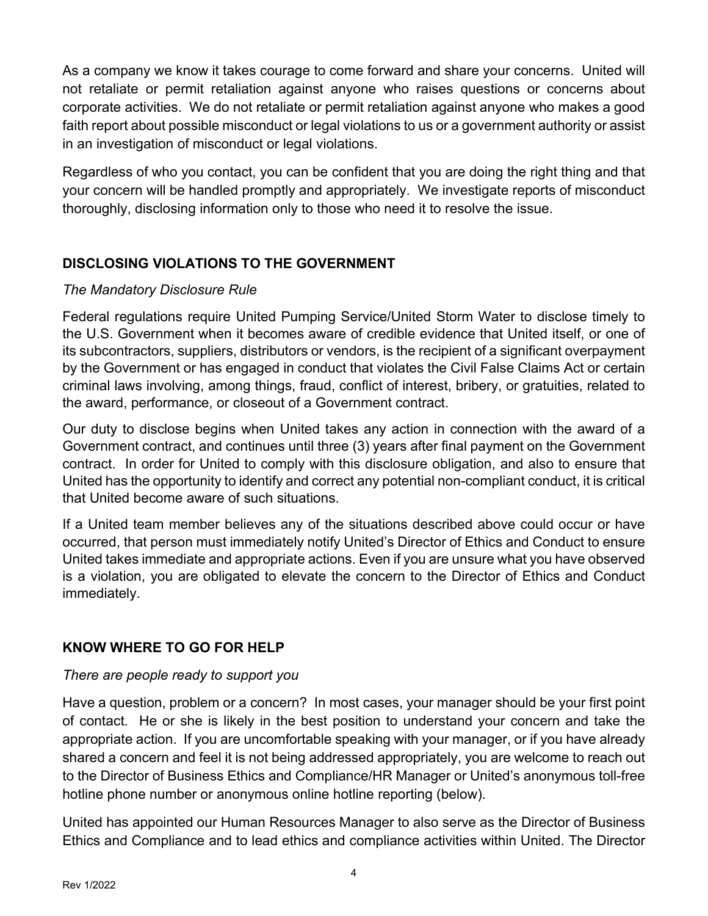As a company we know it takes courage to come forward and share your concerns. United will not retaliate or permit retaliation against anyone who raises questions or concerns about corporate activities. We do not retaliate or permit retaliation against anyone who makes a good faith report about possible misconduct or legal violations to us or a government authority or assist in an investigation of misconduct or legal violations.

Regardless of who you contact, you can be confident that you are doing the right thing and that your concern will be handled promptly and appropriately. We investigate reports of misconduct thoroughly, disclosing information only to those who need it to resolve the issue.

## DISCLOSING VIOLATIONS TO THE GOVERNMENT

*The Mandatory Disclosure Rule*

Federal regulations require United Pumping Service/United Storm Water to disclose timely to the U.S. Government when it becomes aware of credible evidence that United itself, or one of its subcontractors, suppliers, distributors or vendors, is the recipient of a significant overpayment by the Government or has engaged in conduct that violates the Civil False Claims Act or certain criminal laws involving, among things, fraud, conflict of interest, bribery, or gratuities, related to the award, performance, or closeout of a Government contract.

Our duty to disclose begins when United takes any action in connection with the award of a Government contract, and continues until three (3) years after final payment on the Government contract. In order for United to comply with this disclosure obligation, and also to ensure that United has the opportunity to identify and correct any potential non-compliant conduct, it is critical that United become aware of such situations.

If a United team member believes any of the situations described above could occur or have occurred, that person must immediately notify United's Director of Ethics and Conduct to ensure United takes immediate and appropriate actions. Even if you are unsure what you have observed is a violation, you are obligated to elevate the concern to the Director of Ethics and Conduct immediately.

## KNOW WHERE TO GO FOR HELP

*There are people ready to support you*

Have a question, problem or a concern? In most cases, your manager should be your first point of contact. He or she is likely in the best position to understand your concern and take the appropriate action. If you are uncomfortable speaking with your manager, or if you have already shared a concern and feel it is not being addressed appropriately, you are welcome to reach out to the Director of Business Ethics and Compliance/HR Manager or United's anonymous toll-free hotline phone number or anonymous online hotline reporting (below).

United has appointed our Human Resources Manager to also serve as the Director of Business Ethics and Compliance and to lead ethics and compliance activities within United. The Director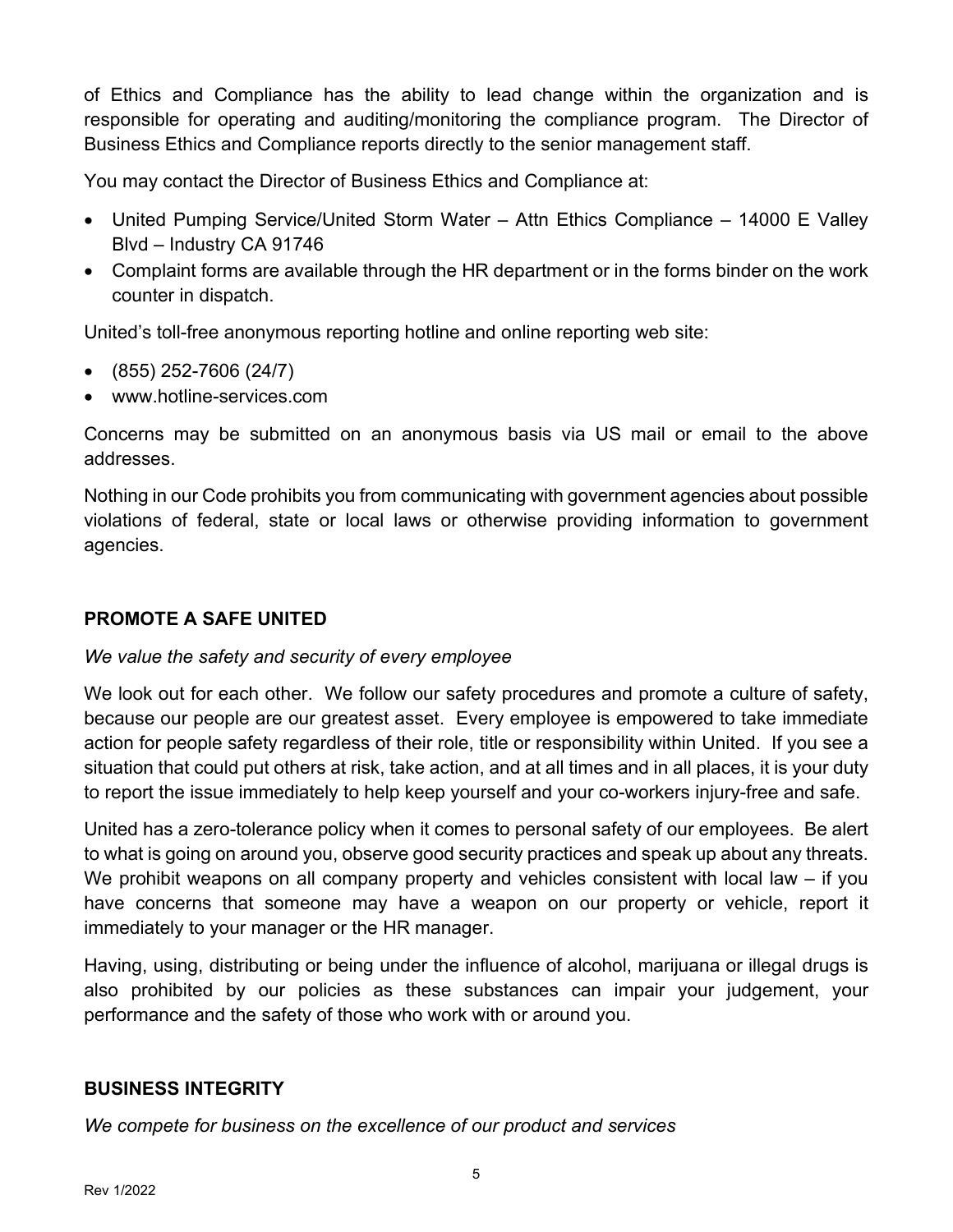of Ethics and Compliance has the ability to lead change within the organization and is responsible for operating and auditing/monitoring the compliance program. The Director of Business Ethics and Compliance reports directly to the senior management staff.

You may contact the Director of Business Ethics and Compliance at:

- United Pumping Service/United Storm Water – Attn Ethics Compliance – 14000 E Valley Blvd – Industry CA 91746
- Complaint forms are available through the HR department or in the forms binder on the work counter in dispatch.

United's toll-free anonymous reporting hotline and online reporting web site:

- (855) 252-7606 (24/7)
- www.hotline-services.com

Concerns may be submitted on an anonymous basis via US mail or email to the above addresses.

Nothing in our Code prohibits you from communicating with government agencies about possible violations of federal, state or local laws or otherwise providing information to government agencies.

## PROMOTE A SAFE UNITED

*We value the safety and security of every employee*

We look out for each other. We follow our safety procedures and promote a culture of safety, because our people are our greatest asset. Every employee is empowered to take immediate action for people safety regardless of their role, title or responsibility within United. If you see a situation that could put others at risk, take action, and at all times and in all places, it is your duty to report the issue immediately to help keep yourself and your co-workers injury-free and safe.

United has a zero-tolerance policy when it comes to personal safety of our employees. Be alert to what is going on around you, observe good security practices and speak up about any threats. We prohibit weapons on all company property and vehicles consistent with local law – if you have concerns that someone may have a weapon on our property or vehicle, report it immediately to your manager or the HR manager.

Having, using, distributing or being under the influence of alcohol, marijuana or illegal drugs is also prohibited by our policies as these substances can impair your judgement, your performance and the safety of those who work with or around you.

## BUSINESS INTEGRITY

*We compete for business on the excellence of our product and services*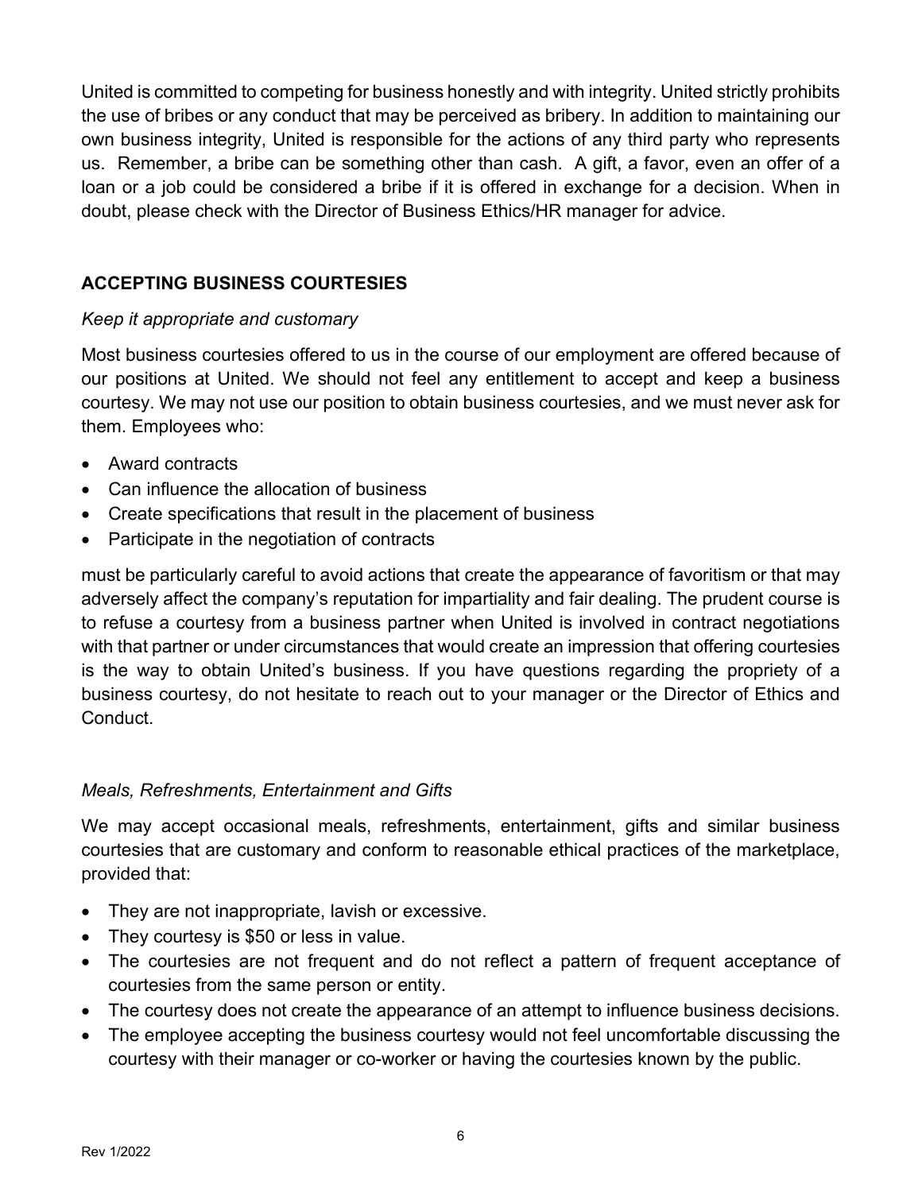United is committed to competing for business honestly and with integrity. United strictly prohibits the use of bribes or any conduct that may be perceived as bribery. In addition to maintaining our own business integrity, United is responsible for the actions of any third party who represents us. Remember, a bribe can be something other than cash. A gift, a favor, even an offer of a loan or a job could be considered a bribe if it is offered in exchange for a decision. When in doubt, please check with the Director of Business Ethics/HR manager for advice.

## ACCEPTING BUSINESS COURTESIES

*Keep it appropriate and customary*

Most business courtesies offered to us in the course of our employment are offered because of our positions at United. We should not feel any entitlement to accept and keep a business courtesy. We may not use our position to obtain business courtesies, and we must never ask for them. Employees who:

- Award contracts
- Can influence the allocation of business
- Create specifications that result in the placement of business
- Participate in the negotiation of contracts

must be particularly careful to avoid actions that create the appearance of favoritism or that may adversely affect the company's reputation for impartiality and fair dealing. The prudent course is to refuse a courtesy from a business partner when United is involved in contract negotiations with that partner or under circumstances that would create an impression that offering courtesies is the way to obtain United's business. If you have questions regarding the propriety of a business courtesy, do not hesitate to reach out to your manager or the Director of Ethics and Conduct.

*Meals, Refreshments, Entertainment and Gifts*

We may accept occasional meals, refreshments, entertainment, gifts and similar business courtesies that are customary and conform to reasonable ethical practices of the marketplace, provided that:

- They are not inappropriate, lavish or excessive.
- They courtesy is $50 or less in value.
- The courtesies are not frequent and do not reflect a pattern of frequent acceptance of courtesies from the same person or entity.
- The courtesy does not create the appearance of an attempt to influence business decisions.
- The employee accepting the business courtesy would not feel uncomfortable discussing the courtesy with their manager or co-worker or having the courtesies known by the public.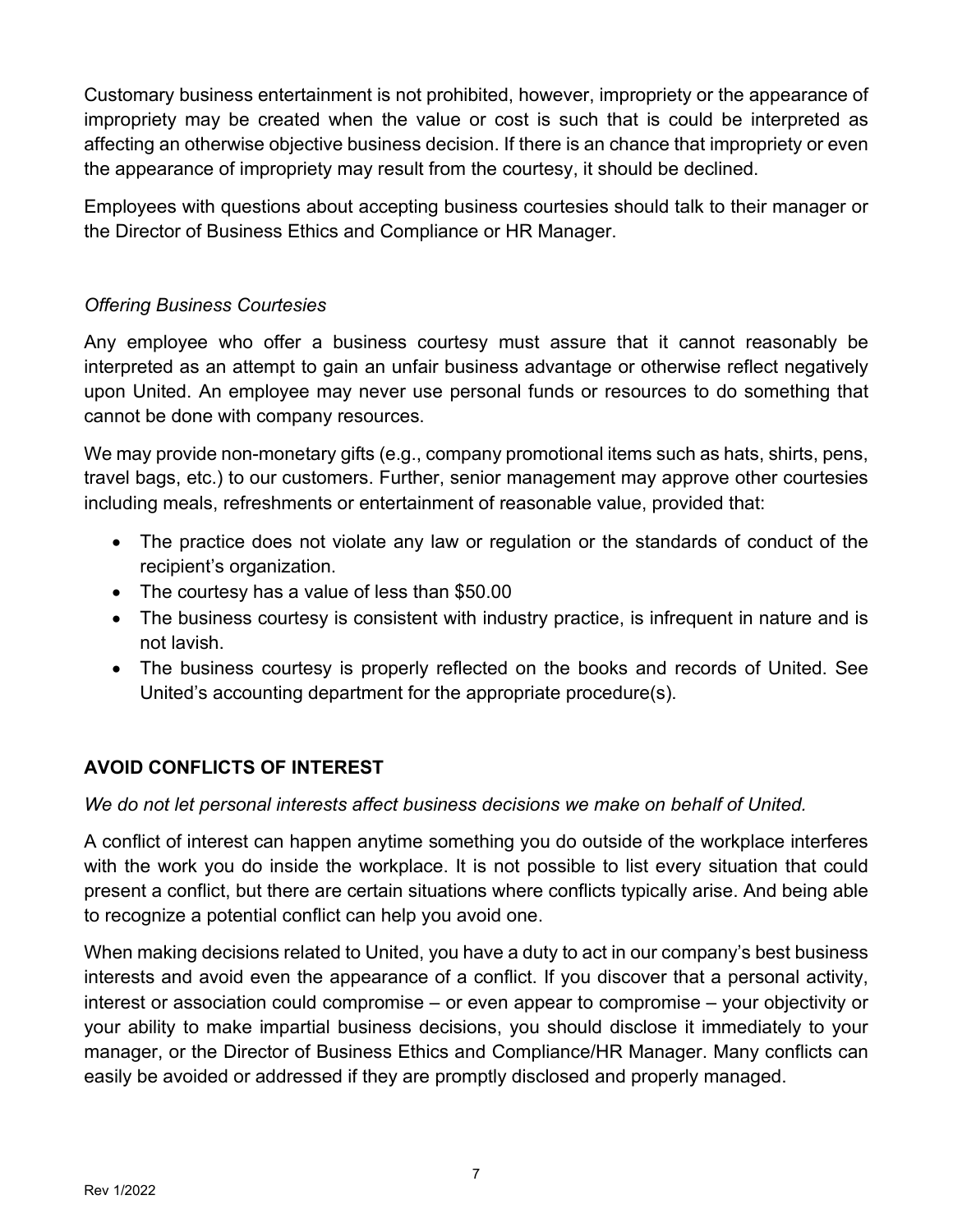Customary business entertainment is not prohibited, however, impropriety or the appearance of impropriety may be created when the value or cost is such that is could be interpreted as affecting an otherwise objective business decision. If there is an chance that impropriety or even the appearance of impropriety may result from the courtesy, it should be declined.

Employees with questions about accepting business courtesies should talk to their manager or the Director of Business Ethics and Compliance or HR Manager.

*Offering Business Courtesies*

Any employee who offer a business courtesy must assure that it cannot reasonably be interpreted as an attempt to gain an unfair business advantage or otherwise reflect negatively upon United. An employee may never use personal funds or resources to do something that cannot be done with company resources.

We may provide non-monetary gifts (e.g., company promotional items such as hats, shirts, pens, travel bags, etc.) to our customers. Further, senior management may approve other courtesies including meals, refreshments or entertainment of reasonable value, provided that:

- The practice does not violate any law or regulation or the standards of conduct of the recipient's organization.
- The courtesy has a value of less than $50.00
- The business courtesy is consistent with industry practice, is infrequent in nature and is not lavish.
- The business courtesy is properly reflected on the books and records of United. See United's accounting department for the appropriate procedure(s).

## AVOID CONFLICTS OF INTEREST

*We do not let personal interests affect business decisions we make on behalf of United.*

A conflict of interest can happen anytime something you do outside of the workplace interferes with the work you do inside the workplace. It is not possible to list every situation that could present a conflict, but there are certain situations where conflicts typically arise. And being able to recognize a potential conflict can help you avoid one.

When making decisions related to United, you have a duty to act in our company's best business interests and avoid even the appearance of a conflict. If you discover that a personal activity, interest or association could compromise – or even appear to compromise – your objectivity or your ability to make impartial business decisions, you should disclose it immediately to your manager, or the Director of Business Ethics and Compliance/HR Manager. Many conflicts can easily be avoided or addressed if they are promptly disclosed and properly managed.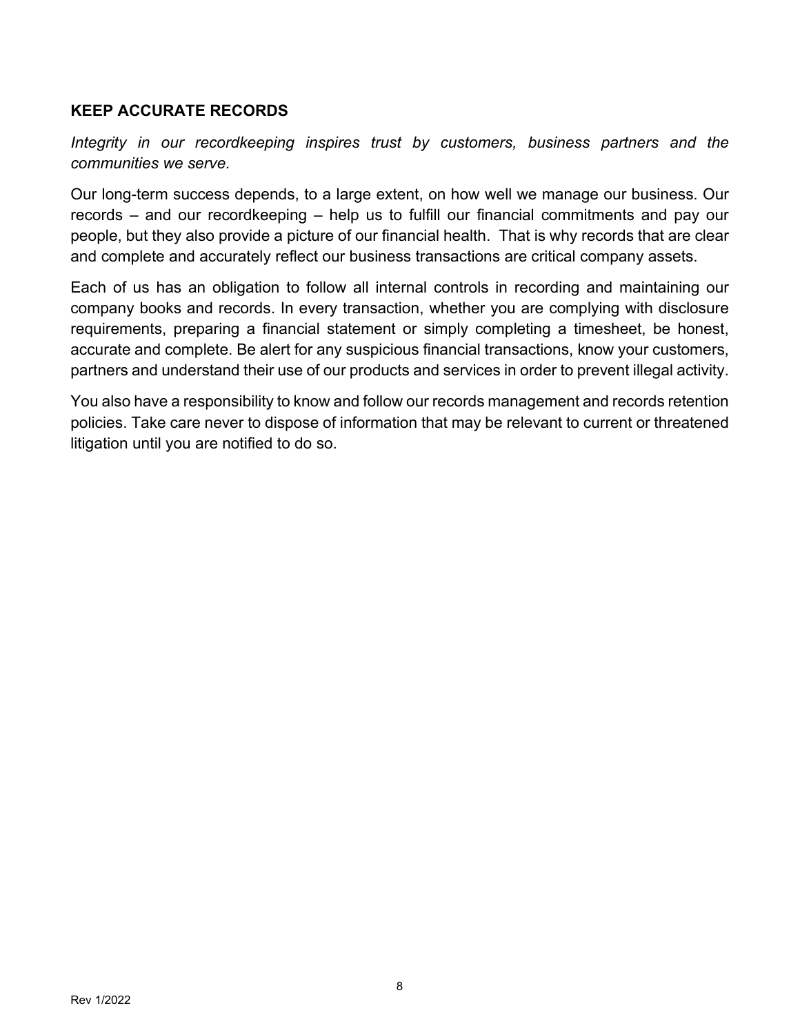## KEEP ACCURATE RECORDS

*Integrity in our recordkeeping inspires trust by customers, business partners and the communities we serve.*

Our long-term success depends, to a large extent, on how well we manage our business. Our records – and our recordkeeping – help us to fulfill our financial commitments and pay our people, but they also provide a picture of our financial health. That is why records that are clear and complete and accurately reflect our business transactions are critical company assets.

Each of us has an obligation to follow all internal controls in recording and maintaining our company books and records. In every transaction, whether you are complying with disclosure requirements, preparing a financial statement or simply completing a timesheet, be honest, accurate and complete. Be alert for any suspicious financial transactions, know your customers, partners and understand their use of our products and services in order to prevent illegal activity.

You also have a responsibility to know and follow our records management and records retention policies. Take care never to dispose of information that may be relevant to current or threatened litigation until you are notified to do so.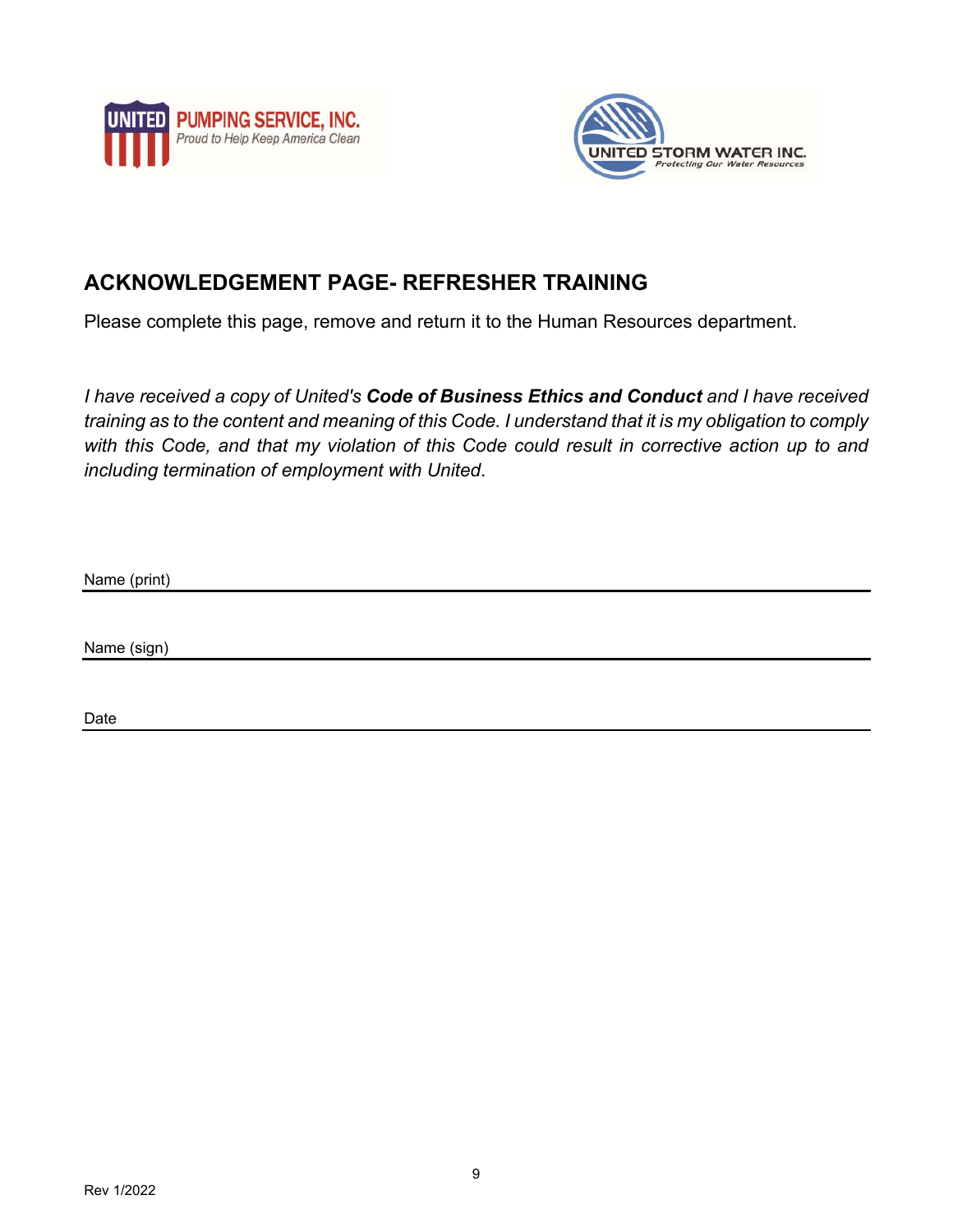UNITED PUMPING SERVICE, INC.
Proud to Help Keep America Clean

UNITED STORM WATER INC.
Protecting Our Water Resources

## ACKNOWLEDGEMENT PAGE- REFRESHER TRAINING

Please complete this page, remove and return it to the Human Resources department.

*I have received a copy of United's **Code of Business Ethics and Conduct** and I have received training as to the content and meaning of this Code. I understand that it is my obligation to comply with this Code, and that my violation of this Code could result in corrective action up to and including termination of employment with United*.

Name (print) ______________________________________________

Name (sign) ______________________________________________

Date ______________________________________________

Rev 1/2022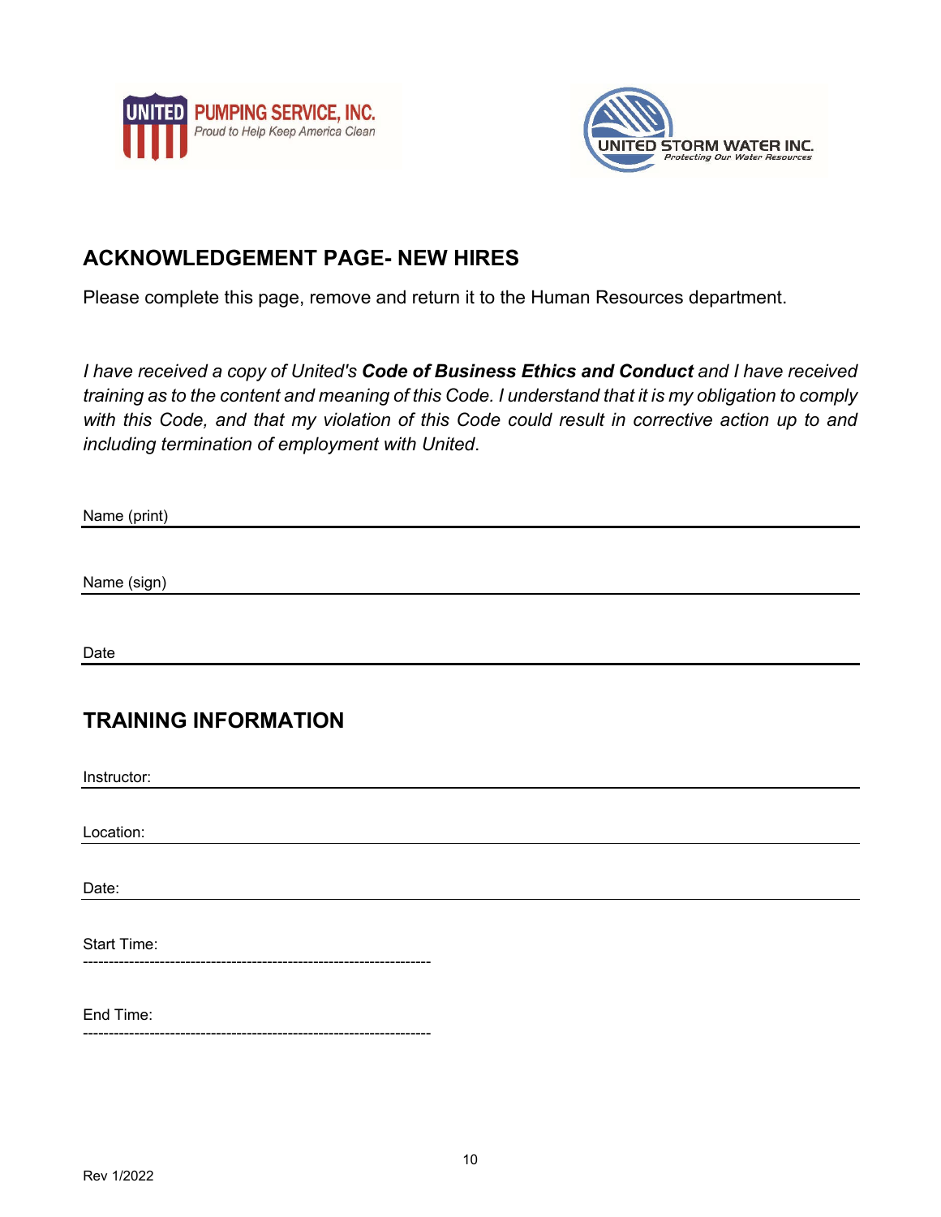UNITED PUMPING SERVICE, INC.
Proud to Help Keep America Clean

UNITED STORM WATER INC.
Protecting Our Water Resources

## ACKNOWLEDGEMENT PAGE- NEW HIRES

Please complete this page, remove and return it to the Human Resources department.

*I have received a copy of United's **Code of Business Ethics and Conduct** and I have received training as to the content and meaning of this Code. I understand that it is my obligation to comply with this Code, and that my violation of this Code could result in corrective action up to and including termination of employment with United.*

Name (print) ______________________________________________

Name (sign) ______________________________________________

Date ______________________________________________

## TRAINING INFORMATION

Instructor: ______________________________________________

Location: ______________________________________________

Date: ______________________________________________

Start Time:
--------------------------------------------------------------------

End Time:
--------------------------------------------------------------------

Rev 1/2022